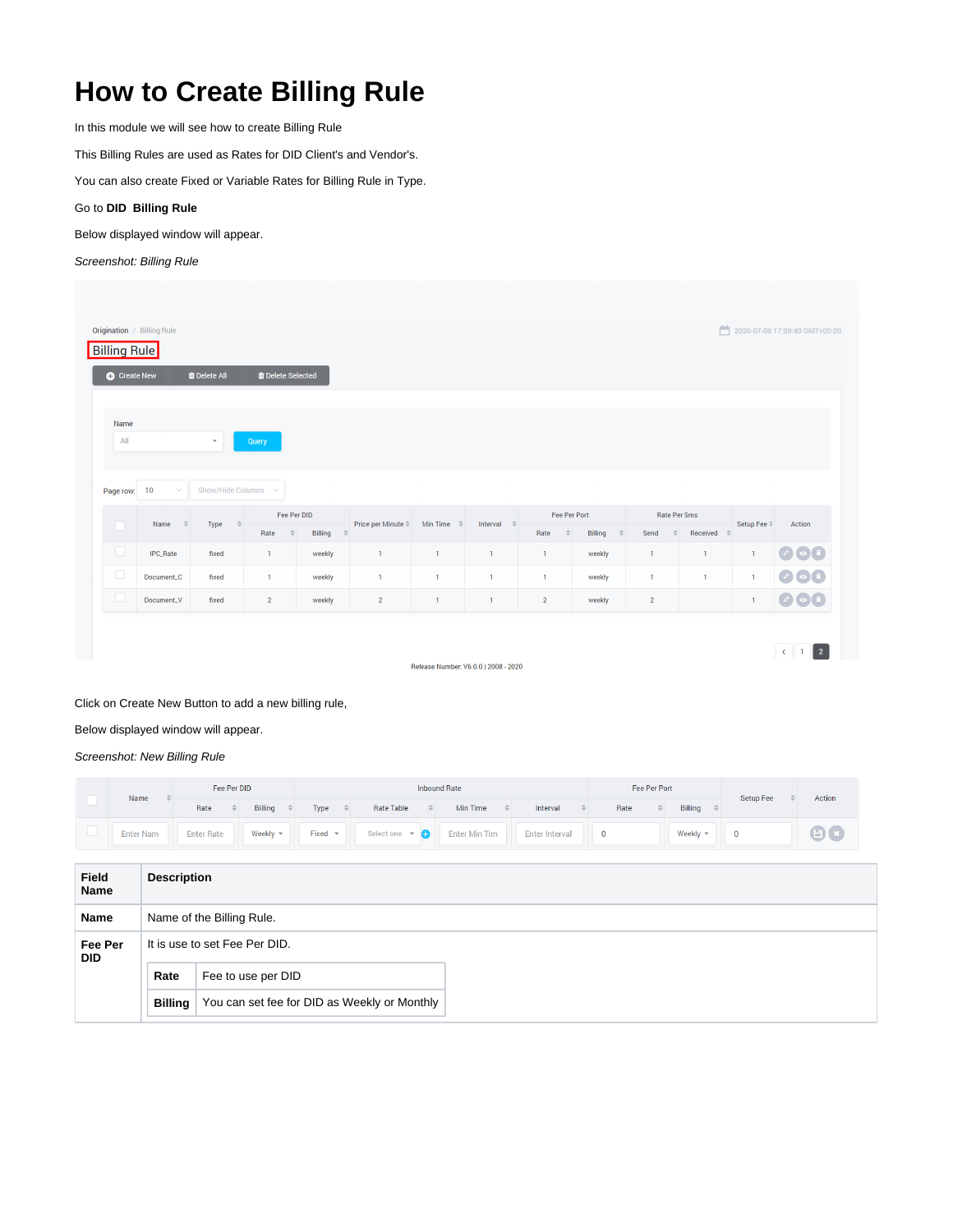# How to Create Billing Rule

In this module we will see how to create Billing Rule

This Billing Rules are used as Rates for DID Client's and Vendor's.

You can also create Fixed or Variable Rates for Billing Rule in Type.

Go to **DID Billing Rule**

Below displayed window will appear.

*Screenshot: Billing Rule*

Click on Create New Button to add a new billing rule,

Below displayed window will appear.

*Screenshot: New Billing Rule*

| Field Name | Description |
|---|---|
| **Name** | Name of the Billing Rule. |
| **Fee Per DID** | It is use to set Fee Per DID.<br>**Rate**: Fee to use per DID<br>**Billing**: You can set fee for DID as Weekly or Monthly |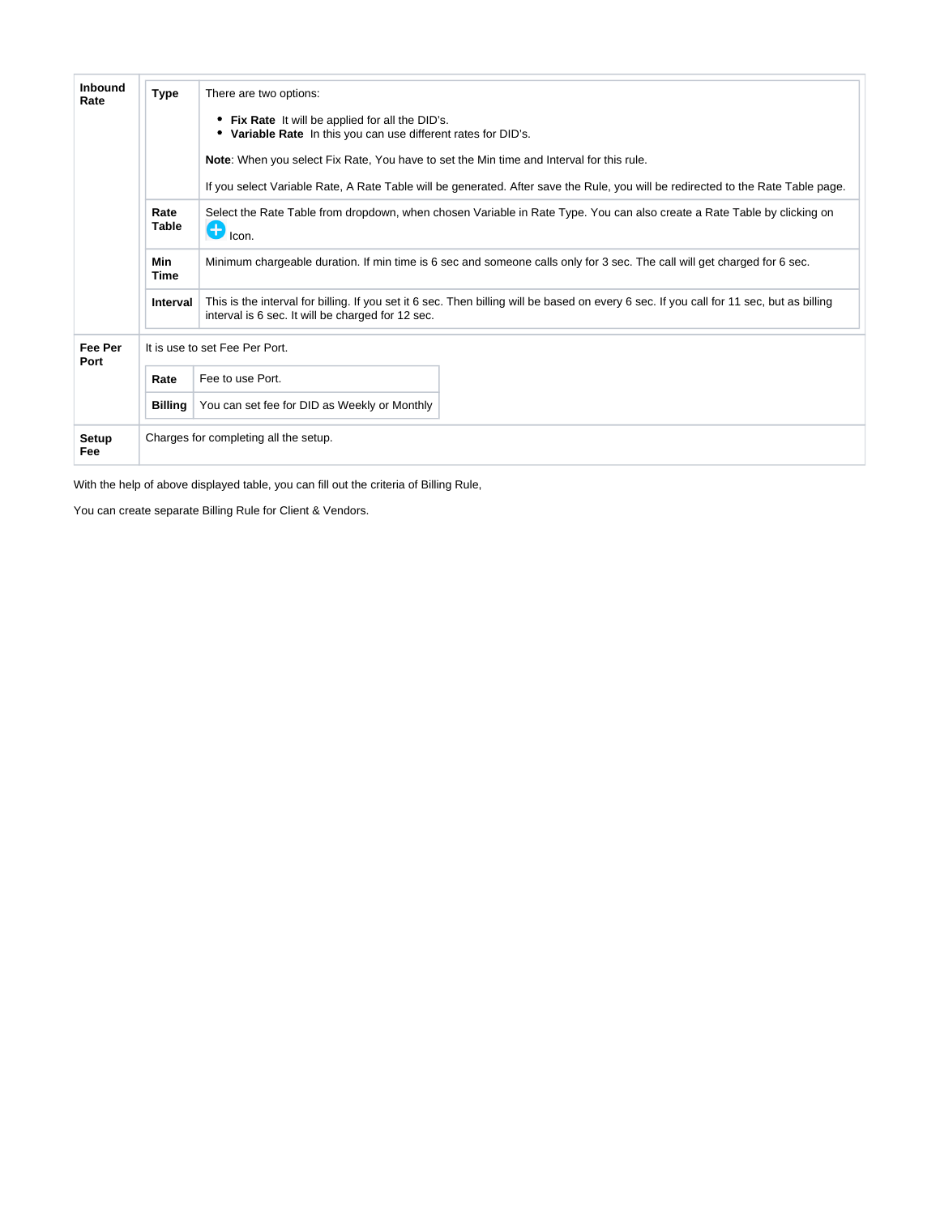| | | |
|---|---|---|
| **Inbound Rate** | **Type** | There are two options:<br><br>• **Fix Rate** It will be applied for all the DID's.<br>• **Variable Rate** In this you can use different rates for DID's.<br><br>**Note**: When you select Fix Rate, You have to set the Min time and Interval for this rule.<br><br>If you select Variable Rate, A Rate Table will be generated. After save the Rule, you will be redirected to the Rate Table page. |
| | **Rate Table** | Select the Rate Table from dropdown, when chosen Variable in Rate Type. You can also create a Rate Table by clicking on ⊕ Icon. |
| | **Min Time** | Minimum chargeable duration. If min time is 6 sec and someone calls only for 3 sec. The call will get charged for 6 sec. |
| | **Interval** | This is the interval for billing. If you set it 6 sec. Then billing will be based on every 6 sec. If you call for 11 sec, but as billing interval is 6 sec. It will be charged for 12 sec. |
| **Fee Per Port** | It is use to set Fee Per Port. | |
| | **Rate** | Fee to use Port. |
| | **Billing** | You can set fee for DID as Weekly or Monthly |
| **Setup Fee** | Charges for completing all the setup. | |

With the help of above displayed table, you can fill out the criteria of Billing Rule,

You can create separate Billing Rule for Client & Vendors.